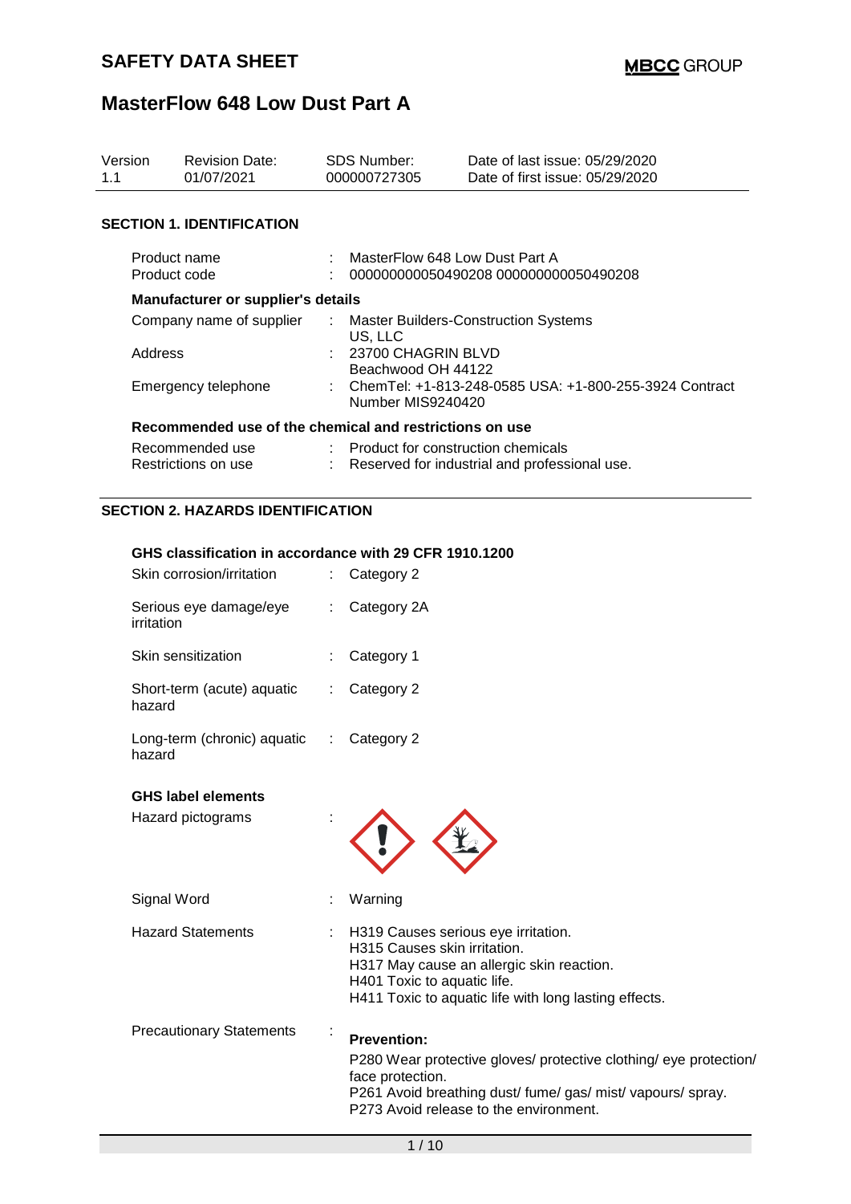# SAFETY DATA SHEET

# MasterFlow 648 Low Dust Part A

| Version | Revision Date: | SDS Number: | Date of last issue: 05/29/2020 |
| --- | --- | --- | --- |
| 1.1 | 01/07/2021 | 000000727305 | Date of first issue: 05/29/2020 |

## SECTION 1. IDENTIFICATION

Product name : MasterFlow 648 Low Dust Part A
Product code : 000000000050490208 000000000050490208

**Manufacturer or supplier's details**

Company name of supplier : Master Builders-Construction Systems US, LLC
Address : 23700 CHAGRIN BLVD Beachwood OH 44122
Emergency telephone : ChemTel: +1-813-248-0585 USA: +1-800-255-3924 Contract Number MIS9240420

**Recommended use of the chemical and restrictions on use**

Recommended use : Product for construction chemicals
Restrictions on use : Reserved for industrial and professional use.

## SECTION 2. HAZARDS IDENTIFICATION

**GHS classification in accordance with 29 CFR 1910.1200**

Skin corrosion/irritation : Category 2

Serious eye damage/eye irritation : Category 2A

Skin sensitization : Category 1

Short-term (acute) aquatic hazard : Category 2

Long-term (chronic) aquatic hazard : Category 2

**GHS label elements**

Hazard pictograms :

Signal Word : Warning

Hazard Statements :
H319 Causes serious eye irritation.
H315 Causes skin irritation.
H317 May cause an allergic skin reaction.
H401 Toxic to aquatic life.
H411 Toxic to aquatic life with long lasting effects.

Precautionary Statements :

**Prevention:**

P280 Wear protective gloves/ protective clothing/ eye protection/ face protection.
P261 Avoid breathing dust/ fume/ gas/ mist/ vapours/ spray.
P273 Avoid release to the environment.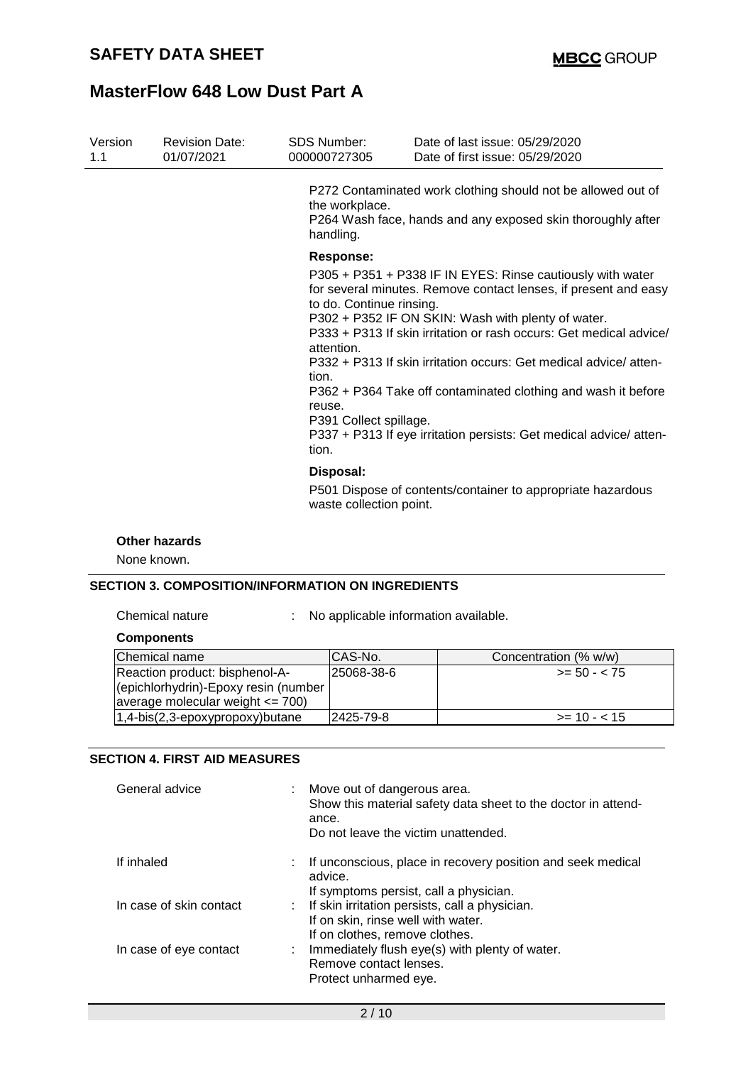P272 Contaminated work clothing should not be allowed out of the workplace.
P264 Wash face, hands and any exposed skin thoroughly after handling.

**Response:**

P305 + P351 + P338 IF IN EYES: Rinse cautiously with water for several minutes. Remove contact lenses, if present and easy to do. Continue rinsing.
P302 + P352 IF ON SKIN: Wash with plenty of water.
P333 + P313 If skin irritation or rash occurs: Get medical advice/ attention.
P332 + P313 If skin irritation occurs: Get medical advice/ attention.
P362 + P364 Take off contaminated clothing and wash it before reuse.
P391 Collect spillage.
P337 + P313 If eye irritation persists: Get medical advice/ attention.

**Disposal:**

P501 Dispose of contents/container to appropriate hazardous waste collection point.

**Other hazards**

None known.

## SECTION 3. COMPOSITION/INFORMATION ON INGREDIENTS

Chemical nature : No applicable information available.

**Components**

| Chemical name | CAS-No. | Concentration (% w/w) |
|---|---|---|
| Reaction product: bisphenol-A-(epichlorhydrin)-Epoxy resin (number average molecular weight <= 700) | 25068-38-6 | >= 50 - < 75 |
| 1,4-bis(2,3-epoxypropoxy)butane | 2425-79-8 | >= 10 - < 15 |

## SECTION 4. FIRST AID MEASURES

General advice : Move out of dangerous area.
Show this material safety data sheet to the doctor in attendance.
Do not leave the victim unattended.

If inhaled : If unconscious, place in recovery position and seek medical advice.
If symptoms persist, call a physician.

In case of skin contact : If skin irritation persists, call a physician.
If on skin, rinse well with water.
If on clothes, remove clothes.

In case of eye contact : Immediately flush eye(s) with plenty of water.
Remove contact lenses.
Protect unharmed eye.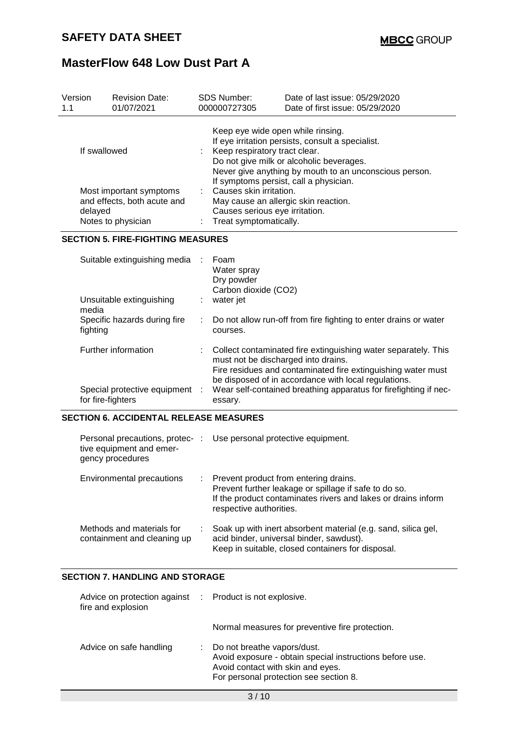| Version | Revision Date: | SDS Number: | Date of last issue: 05/29/2020 |
|---|---|---|---|
| 1.1 | 01/07/2021 | 000000727305 | Date of first issue: 05/29/2020 |

| | | |
|---|---|---|
| | | Keep eye wide open while rinsing.<br>If eye irritation persists, consult a specialist. |
| If swallowed | : | Keep respiratory tract clear.<br>Do not give milk or alcoholic beverages.<br>Never give anything by mouth to an unconscious person.<br>If symptoms persist, call a physician. |
| Most important symptoms and effects, both acute and delayed | : | Causes skin irritation.<br>May cause an allergic skin reaction.<br>Causes serious eye irritation. |
| Notes to physician | : | Treat symptomatically. |

## SECTION 5. FIRE-FIGHTING MEASURES

| | | |
|---|---|---|
| Suitable extinguishing media | : | Foam<br>Water spray<br>Dry powder<br>Carbon dioxide ($CO_2$) |
| Unsuitable extinguishing media | : | water jet |
| Specific hazards during fire fighting | : | Do not allow run-off from fire fighting to enter drains or water courses. |
| Further information | : | Collect contaminated fire extinguishing water separately. This must not be discharged into drains.<br>Fire residues and contaminated fire extinguishing water must be disposed of in accordance with local regulations. |
| Special protective equipment for fire-fighters | : | Wear self-contained breathing apparatus for firefighting if necessary. |

## SECTION 6. ACCIDENTAL RELEASE MEASURES

| | | |
|---|---|---|
| Personal precautions, protective equipment and emergency procedures | : | Use personal protective equipment. |
| Environmental precautions | : | Prevent product from entering drains.<br>Prevent further leakage or spillage if safe to do so.<br>If the product contaminates rivers and lakes or drains inform respective authorities. |
| Methods and materials for containment and cleaning up | : | Soak up with inert absorbent material (e.g. sand, silica gel, acid binder, universal binder, sawdust).<br>Keep in suitable, closed containers for disposal. |

## SECTION 7. HANDLING AND STORAGE

| | | |
|---|---|---|
| Advice on protection against fire and explosion | : | Product is not explosive.<br><br>Normal measures for preventive fire protection. |
| Advice on safe handling | : | Do not breathe vapors/dust.<br>Avoid exposure - obtain special instructions before use.<br>Avoid contact with skin and eyes.<br>For personal protection see section 8. |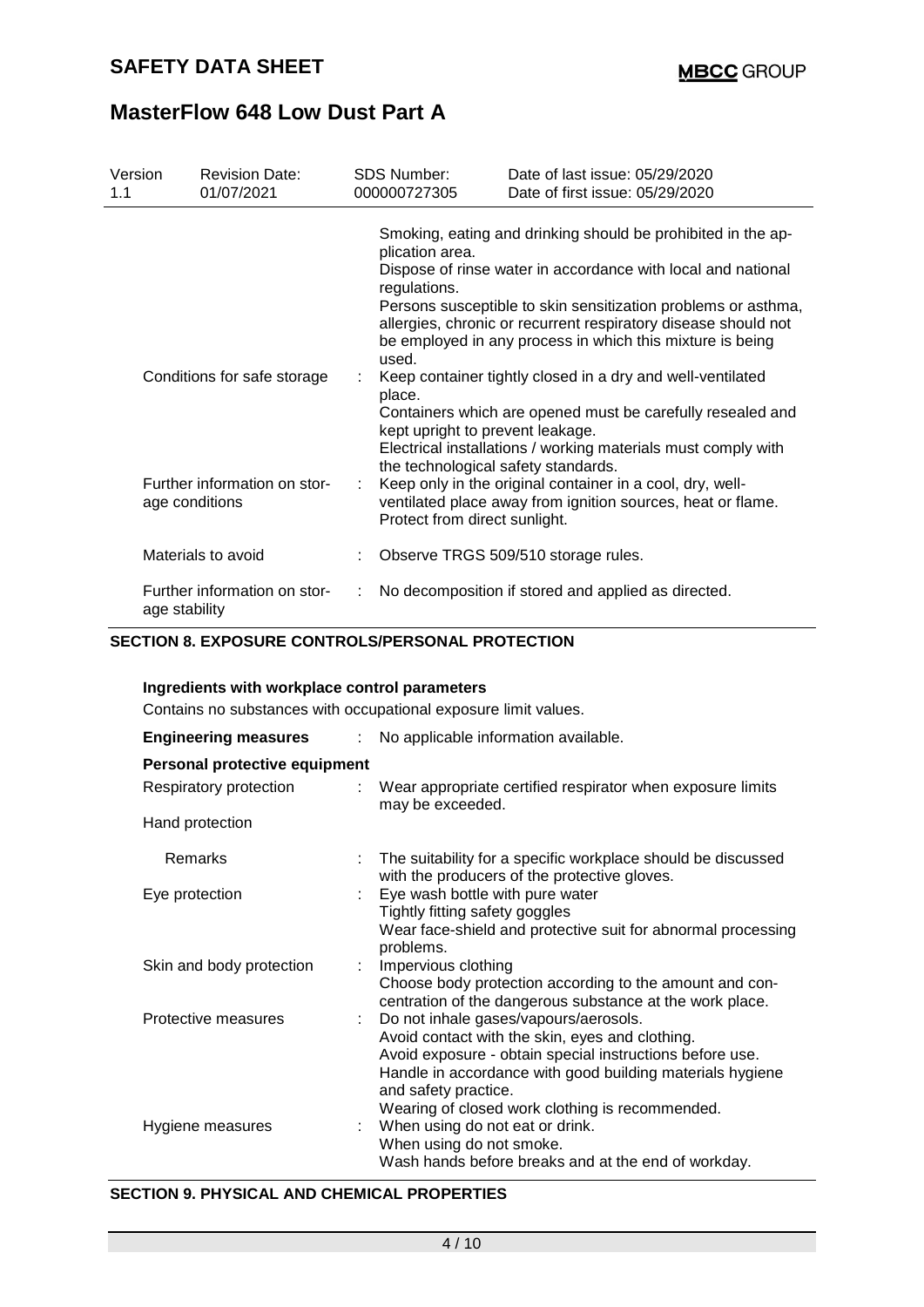| | | |
|---|---|---|
| | | Smoking, eating and drinking should be prohibited in the application area.<br>Dispose of rinse water in accordance with local and national regulations.<br>Persons susceptible to skin sensitization problems or asthma, allergies, chronic or recurrent respiratory disease should not be employed in any process in which this mixture is being used. |
| Conditions for safe storage | : | Keep container tightly closed in a dry and well-ventilated place.<br>Containers which are opened must be carefully resealed and kept upright to prevent leakage.<br>Electrical installations / working materials must comply with the technological safety standards. |
| Further information on storage conditions | : | Keep only in the original container in a cool, dry, well-ventilated place away from ignition sources, heat or flame. Protect from direct sunlight. |
| Materials to avoid | : | Observe TRGS 509/510 storage rules. |
| Further information on storage stability | : | No decomposition if stored and applied as directed. |

## SECTION 8. EXPOSURE CONTROLS/PERSONAL PROTECTION

**Ingredients with workplace control parameters**

Contains no substances with occupational exposure limit values.

| | | |
|---|---|---|
| **Engineering measures** | : | No applicable information available. |
| **Personal protective equipment** | | |
| Respiratory protection | : | Wear appropriate certified respirator when exposure limits may be exceeded. |
| Hand protection | | |
| Remarks | : | The suitability for a specific workplace should be discussed with the producers of the protective gloves. |
| Eye protection | : | Eye wash bottle with pure water<br>Tightly fitting safety goggles<br>Wear face-shield and protective suit for abnormal processing problems. |
| Skin and body protection | : | Impervious clothing<br>Choose body protection according to the amount and concentration of the dangerous substance at the work place. |
| Protective measures | : | Do not inhale gases/vapours/aerosols.<br>Avoid contact with the skin, eyes and clothing.<br>Avoid exposure - obtain special instructions before use.<br>Handle in accordance with good building materials hygiene and safety practice.<br>Wearing of closed work clothing is recommended. |
| Hygiene measures | : | When using do not eat or drink.<br>When using do not smoke.<br>Wash hands before breaks and at the end of workday. |

## SECTION 9. PHYSICAL AND CHEMICAL PROPERTIES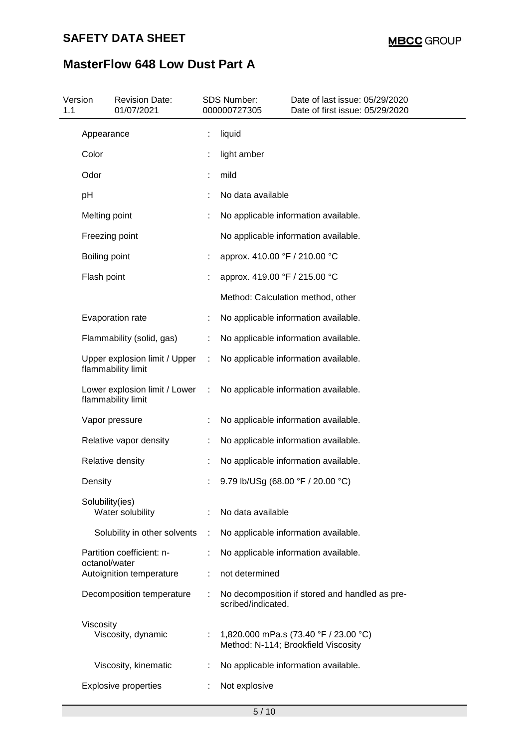| Property | | Value |
|---|---|---|
| Appearance | : | liquid |
| Color | : | light amber |
| Odor | : | mild |
| pH | : | No data available |
| Melting point | : | No applicable information available. |
| Freezing point | | No applicable information available. |
| Boiling point | : | approx. 410.00 °F / 210.00 °C |
| Flash point | : | approx. 419.00 °F / 215.00 °C |
| | | Method: Calculation method, other |
| Evaporation rate | : | No applicable information available. |
| Flammability (solid, gas) | : | No applicable information available. |
| Upper explosion limit / Upper flammability limit | : | No applicable information available. |
| Lower explosion limit / Lower flammability limit | : | No applicable information available. |
| Vapor pressure | : | No applicable information available. |
| Relative vapor density | : | No applicable information available. |
| Relative density | : | No applicable information available. |
| Density | : | 9.79 lb/USg (68.00 °F / 20.00 °C) |
| Solubility(ies) | | |
| Water solubility | : | No data available |
| Solubility in other solvents | : | No applicable information available. |
| Partition coefficient: n-octanol/water | : | No applicable information available. |
| Autoignition temperature | : | not determined |
| Decomposition temperature | : | No decomposition if stored and handled as prescribed/indicated. |
| Viscosity | | |
| Viscosity, dynamic | : | 1,820.000 mPa.s (73.40 °F / 23.00 °C)<br>Method: N-114; Brookfield Viscosity |
| Viscosity, kinematic | : | No applicable information available. |
| Explosive properties | : | Not explosive |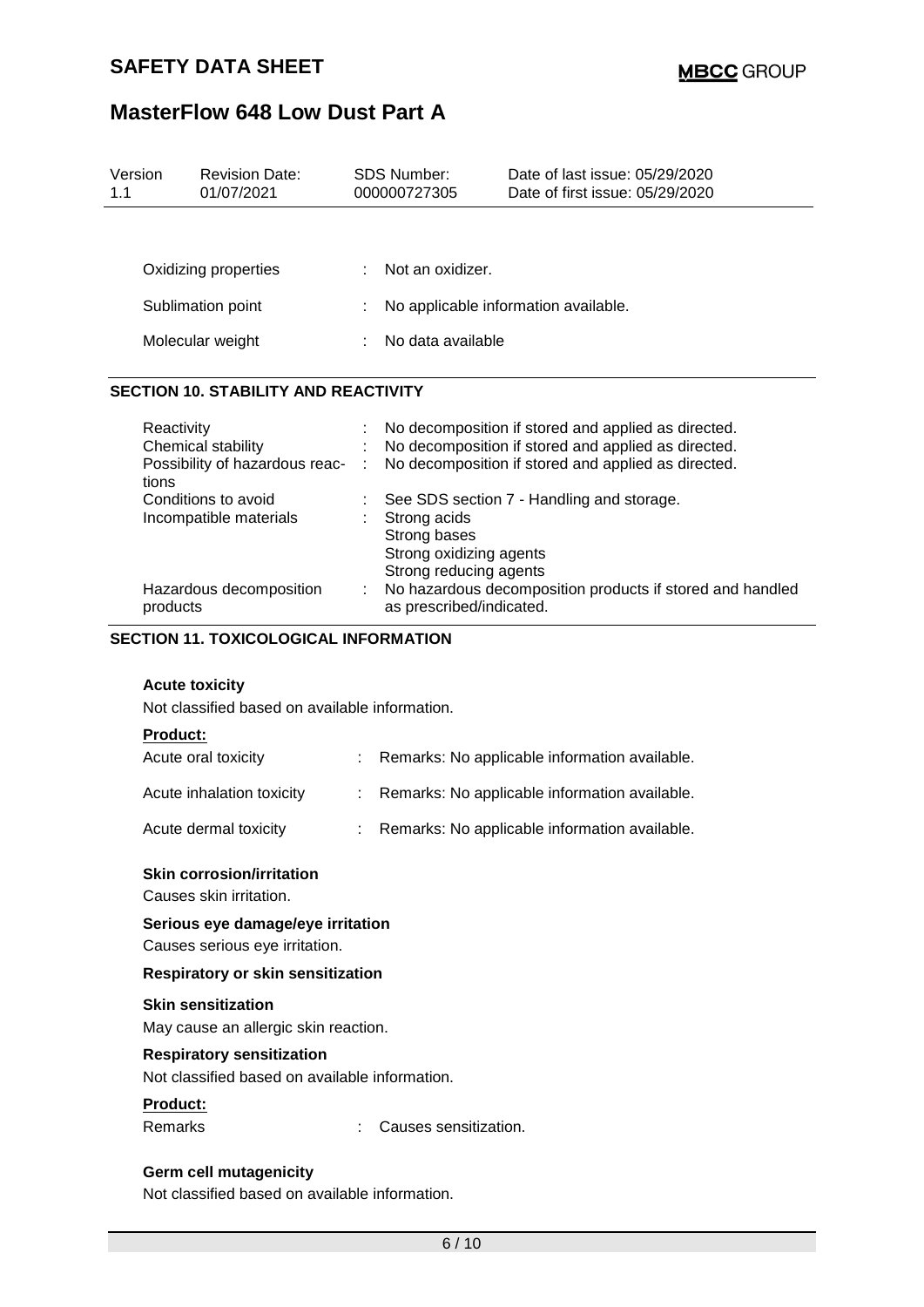| Oxidizing properties | : | Not an oxidizer. |
|---|---|---|
| Sublimation point | : | No applicable information available. |
| Molecular weight | : | No data available |

## SECTION 10. STABILITY AND REACTIVITY

| | | |
|---|---|---|
| Reactivity | : | No decomposition if stored and applied as directed. |
| Chemical stability | : | No decomposition if stored and applied as directed. |
| Possibility of hazardous reactions | : | No decomposition if stored and applied as directed. |
| Conditions to avoid | : | See SDS section 7 - Handling and storage. |
| Incompatible materials | : | Strong acids<br>Strong bases<br>Strong oxidizing agents<br>Strong reducing agents |
| Hazardous decomposition products | : | No hazardous decomposition products if stored and handled as prescribed/indicated. |

## SECTION 11. TOXICOLOGICAL INFORMATION

**Acute toxicity**

Not classified based on available information.

**Product:**

| | | |
|---|---|---|
| Acute oral toxicity | : | Remarks: No applicable information available. |
| Acute inhalation toxicity | : | Remarks: No applicable information available. |
| Acute dermal toxicity | : | Remarks: No applicable information available. |

**Skin corrosion/irritation**

Causes skin irritation.

**Serious eye damage/eye irritation**

Causes serious eye irritation.

**Respiratory or skin sensitization**

**Skin sensitization**

May cause an allergic skin reaction.

**Respiratory sensitization**

Not classified based on available information.

**Product:**

Remarks : Causes sensitization.

**Germ cell mutagenicity**

Not classified based on available information.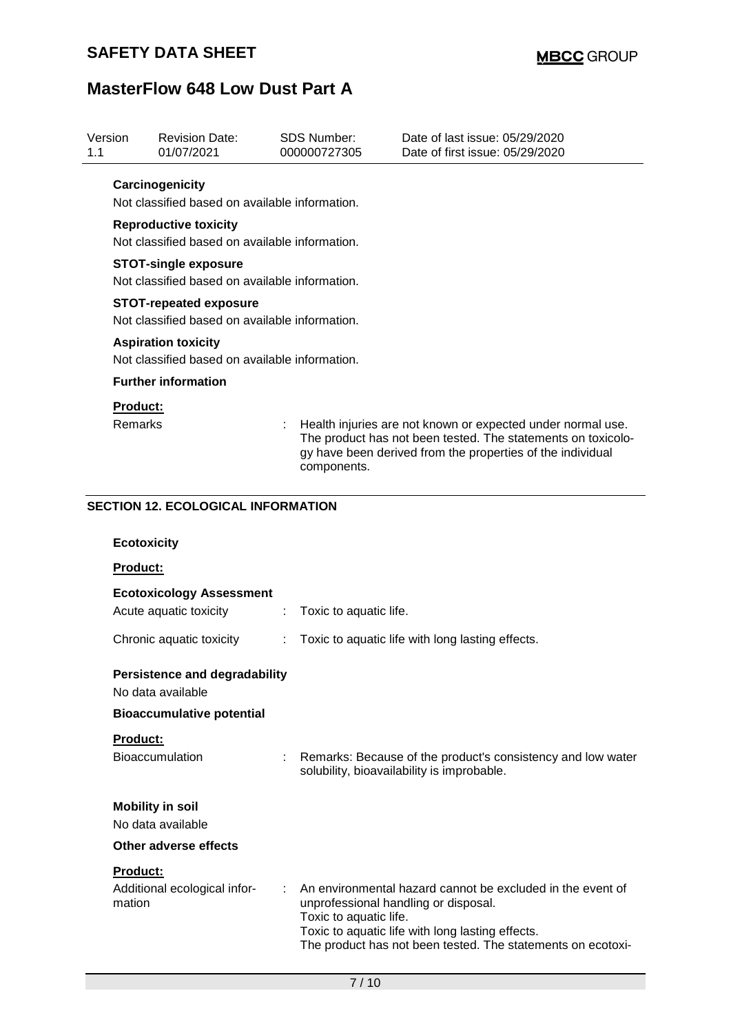**Carcinogenicity**

Not classified based on available information.

**Reproductive toxicity**

Not classified based on available information.

**STOT-single exposure**

Not classified based on available information.

**STOT-repeated exposure**

Not classified based on available information.

**Aspiration toxicity**

Not classified based on available information.

**Further information**

**Product:**

| | | |
|---|---|---|
| Remarks | : | Health injuries are not known or expected under normal use. The product has not been tested. The statements on toxicology have been derived from the properties of the individual components. |

## SECTION 12. ECOLOGICAL INFORMATION

**Ecotoxicity**

**Product:**

**Ecotoxicology Assessment**

| | | |
|---|---|---|
| Acute aquatic toxicity | : | Toxic to aquatic life. |
| Chronic aquatic toxicity | : | Toxic to aquatic life with long lasting effects. |

**Persistence and degradability**

No data available

**Bioaccumulative potential**

**Product:**

| | | |
|---|---|---|
| Bioaccumulation | : | Remarks: Because of the product's consistency and low water solubility, bioavailability is improbable. |

**Mobility in soil**

No data available

**Other adverse effects**

**Product:**

| | | |
|---|---|---|
| Additional ecological information | : | An environmental hazard cannot be excluded in the event of unprofessional handling or disposal.<br>Toxic to aquatic life.<br>Toxic to aquatic life with long lasting effects.<br>The product has not been tested. The statements on ecotoxi- |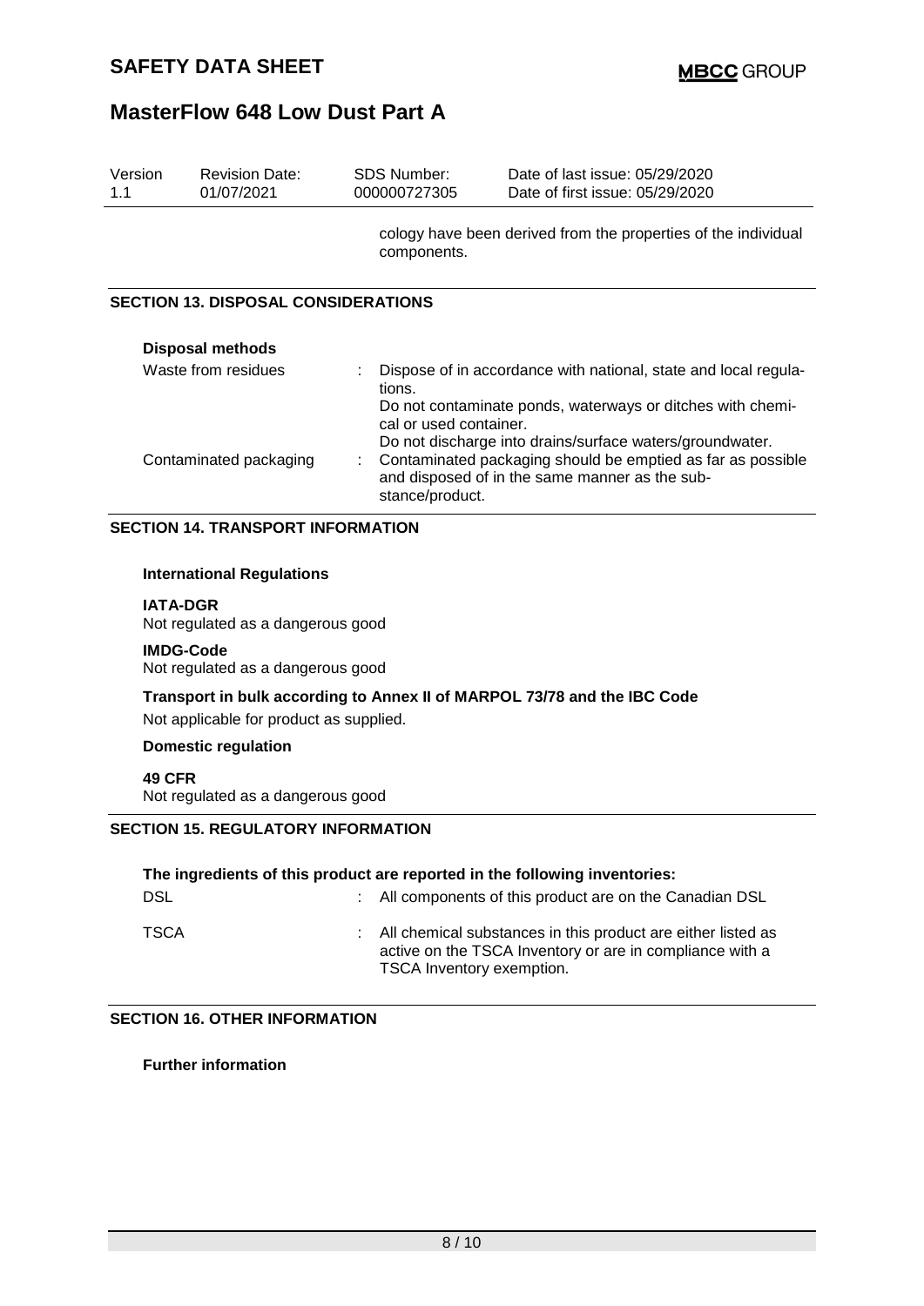| Version | Revision Date: | SDS Number: | Date of last issue: 05/29/2020 |
|---|---|---|---|
| 1.1 | 01/07/2021 | 000000727305 | Date of first issue: 05/29/2020 |

cology have been derived from the properties of the individual components.

## SECTION 13. DISPOSAL CONSIDERATIONS

**Disposal methods**

| | | |
|---|---|---|
| Waste from residues | : | Dispose of in accordance with national, state and local regulations. Do not contaminate ponds, waterways or ditches with chemical or used container. Do not discharge into drains/surface waters/groundwater. |
| Contaminated packaging | : | Contaminated packaging should be emptied as far as possible and disposed of in the same manner as the substance/product. |

## SECTION 14. TRANSPORT INFORMATION

**International Regulations**

**IATA-DGR**
Not regulated as a dangerous good

**IMDG-Code**
Not regulated as a dangerous good

**Transport in bulk according to Annex II of MARPOL 73/78 and the IBC Code**
Not applicable for product as supplied.

**Domestic regulation**

**49 CFR**
Not regulated as a dangerous good

## SECTION 15. REGULATORY INFORMATION

**The ingredients of this product are reported in the following inventories:**

| | | |
|---|---|---|
| DSL | : | All components of this product are on the Canadian DSL |
| TSCA | : | All chemical substances in this product are either listed as active on the TSCA Inventory or are in compliance with a TSCA Inventory exemption. |

## SECTION 16. OTHER INFORMATION

**Further information**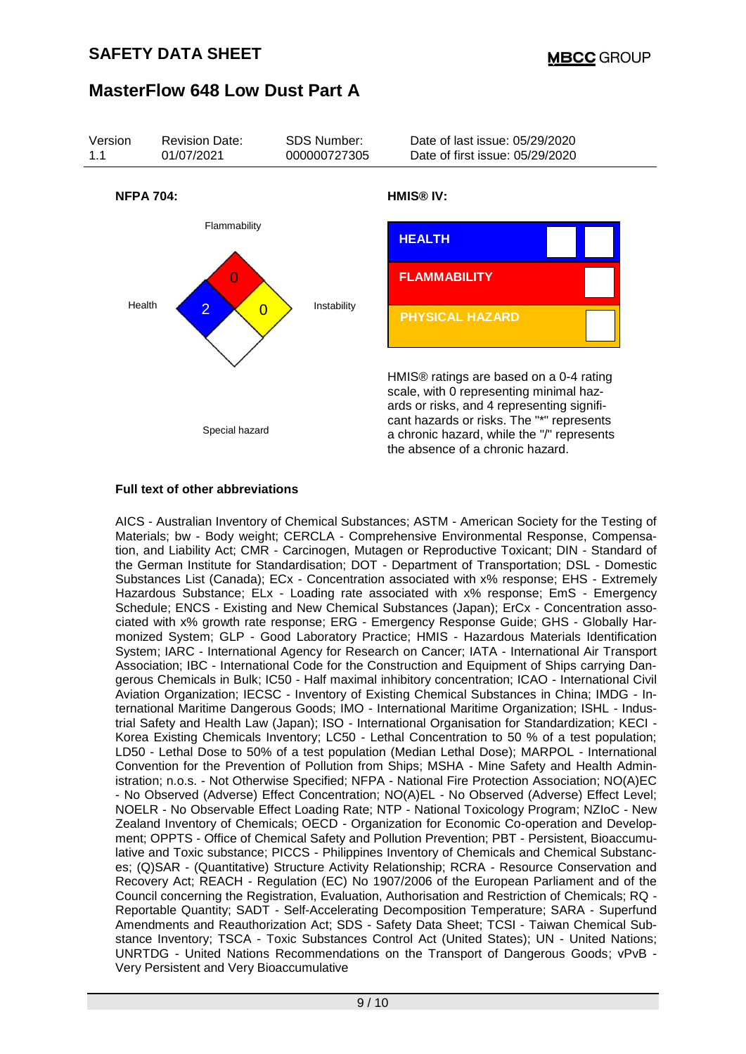# SAFETY DATA SHEET

MBCC GROUP

## MasterFlow 648 Low Dust Part A

| Version | Revision Date: | SDS Number: | Date of last issue: 05/29/2020 |
| --- | --- | --- | --- |
| 1.1 | 01/07/2021 | 000000727305 | Date of first issue: 05/29/2020 |

**NFPA 704:**

Flammability: 0

Health: 2

Instability: 0

Special hazard

**HMIS® IV:**

| HEALTH | | |
| --- | --- | --- |
| FLAMMABILITY | | |
| PHYSICAL HAZARD | | |

HMIS® ratings are based on a 0-4 rating scale, with 0 representing minimal hazards or risks, and 4 representing significant hazards or risks. The "*" represents a chronic hazard, while the "/" represents the absence of a chronic hazard.

**Full text of other abbreviations**

AICS - Australian Inventory of Chemical Substances; ASTM - American Society for the Testing of Materials; bw - Body weight; CERCLA - Comprehensive Environmental Response, Compensation, and Liability Act; CMR - Carcinogen, Mutagen or Reproductive Toxicant; DIN - Standard of the German Institute for Standardisation; DOT - Department of Transportation; DSL - Domestic Substances List (Canada); ECx - Concentration associated with x% response; EHS - Extremely Hazardous Substance; ELx - Loading rate associated with x% response; EmS - Emergency Schedule; ENCS - Existing and New Chemical Substances (Japan); ErCx - Concentration associated with x% growth rate response; ERG - Emergency Response Guide; GHS - Globally Harmonized System; GLP - Good Laboratory Practice; HMIS - Hazardous Materials Identification System; IARC - International Agency for Research on Cancer; IATA - International Air Transport Association; IBC - International Code for the Construction and Equipment of Ships carrying Dangerous Chemicals in Bulk; IC50 - Half maximal inhibitory concentration; ICAO - International Civil Aviation Organization; IECSC - Inventory of Existing Chemical Substances in China; IMDG - International Maritime Dangerous Goods; IMO - International Maritime Organization; ISHL - Industrial Safety and Health Law (Japan); ISO - International Organisation for Standardization; KECI - Korea Existing Chemicals Inventory; LC50 - Lethal Concentration to 50 % of a test population; LD50 - Lethal Dose to 50% of a test population (Median Lethal Dose); MARPOL - International Convention for the Prevention of Pollution from Ships; MSHA - Mine Safety and Health Administration; n.o.s. - Not Otherwise Specified; NFPA - National Fire Protection Association; NO(A)EC - No Observed (Adverse) Effect Concentration; NO(A)EL - No Observed (Adverse) Effect Level; NOELR - No Observable Effect Loading Rate; NTP - National Toxicology Program; NZIoC - New Zealand Inventory of Chemicals; OECD - Organization for Economic Co-operation and Development; OPPTS - Office of Chemical Safety and Pollution Prevention; PBT - Persistent, Bioaccumulative and Toxic substance; PICCS - Philippines Inventory of Chemicals and Chemical Substances; (Q)SAR - (Quantitative) Structure Activity Relationship; RCRA - Resource Conservation and Recovery Act; REACH - Regulation (EC) No 1907/2006 of the European Parliament and of the Council concerning the Registration, Evaluation, Authorisation and Restriction of Chemicals; RQ - Reportable Quantity; SADT - Self-Accelerating Decomposition Temperature; SARA - Superfund Amendments and Reauthorization Act; SDS - Safety Data Sheet; TCSI - Taiwan Chemical Substance Inventory; TSCA - Toxic Substances Control Act (United States); UN - United Nations; UNRTDG - United Nations Recommendations on the Transport of Dangerous Goods; vPvB - Very Persistent and Very Bioaccumulative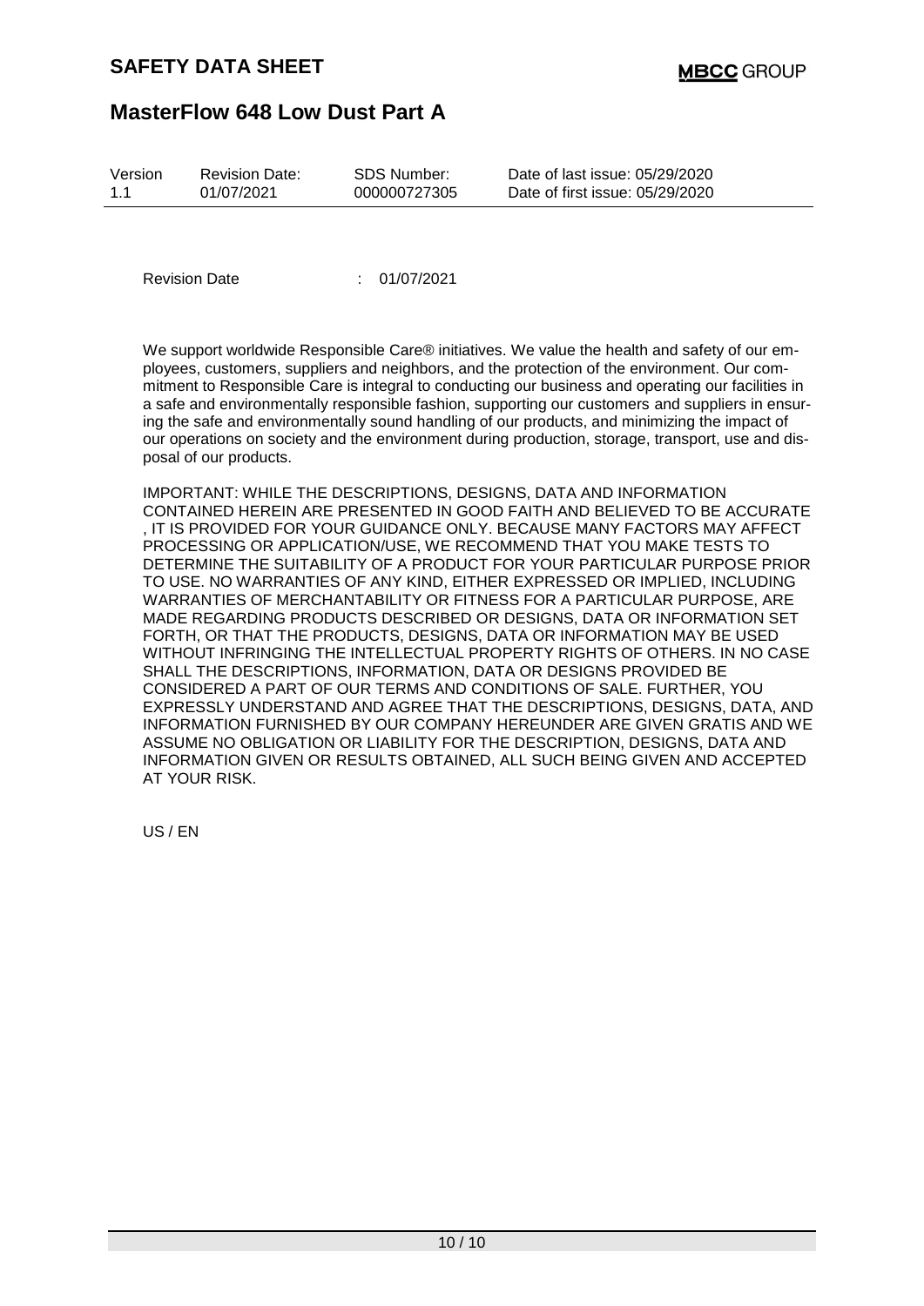Revision Date : 01/07/2021

We support worldwide Responsible Care® initiatives. We value the health and safety of our employees, customers, suppliers and neighbors, and the protection of the environment. Our commitment to Responsible Care is integral to conducting our business and operating our facilities in a safe and environmentally responsible fashion, supporting our customers and suppliers in ensuring the safe and environmentally sound handling of our products, and minimizing the impact of our operations on society and the environment during production, storage, transport, use and disposal of our products.

IMPORTANT: WHILE THE DESCRIPTIONS, DESIGNS, DATA AND INFORMATION CONTAINED HEREIN ARE PRESENTED IN GOOD FAITH AND BELIEVED TO BE ACCURATE , IT IS PROVIDED FOR YOUR GUIDANCE ONLY. BECAUSE MANY FACTORS MAY AFFECT PROCESSING OR APPLICATION/USE, WE RECOMMEND THAT YOU MAKE TESTS TO DETERMINE THE SUITABILITY OF A PRODUCT FOR YOUR PARTICULAR PURPOSE PRIOR TO USE. NO WARRANTIES OF ANY KIND, EITHER EXPRESSED OR IMPLIED, INCLUDING WARRANTIES OF MERCHANTABILITY OR FITNESS FOR A PARTICULAR PURPOSE, ARE MADE REGARDING PRODUCTS DESCRIBED OR DESIGNS, DATA OR INFORMATION SET FORTH, OR THAT THE PRODUCTS, DESIGNS, DATA OR INFORMATION MAY BE USED WITHOUT INFRINGING THE INTELLECTUAL PROPERTY RIGHTS OF OTHERS. IN NO CASE SHALL THE DESCRIPTIONS, INFORMATION, DATA OR DESIGNS PROVIDED BE CONSIDERED A PART OF OUR TERMS AND CONDITIONS OF SALE. FURTHER, YOU EXPRESSLY UNDERSTAND AND AGREE THAT THE DESCRIPTIONS, DESIGNS, DATA, AND INFORMATION FURNISHED BY OUR COMPANY HEREUNDER ARE GIVEN GRATIS AND WE ASSUME NO OBLIGATION OR LIABILITY FOR THE DESCRIPTION, DESIGNS, DATA AND INFORMATION GIVEN OR RESULTS OBTAINED, ALL SUCH BEING GIVEN AND ACCEPTED AT YOUR RISK.

US / EN